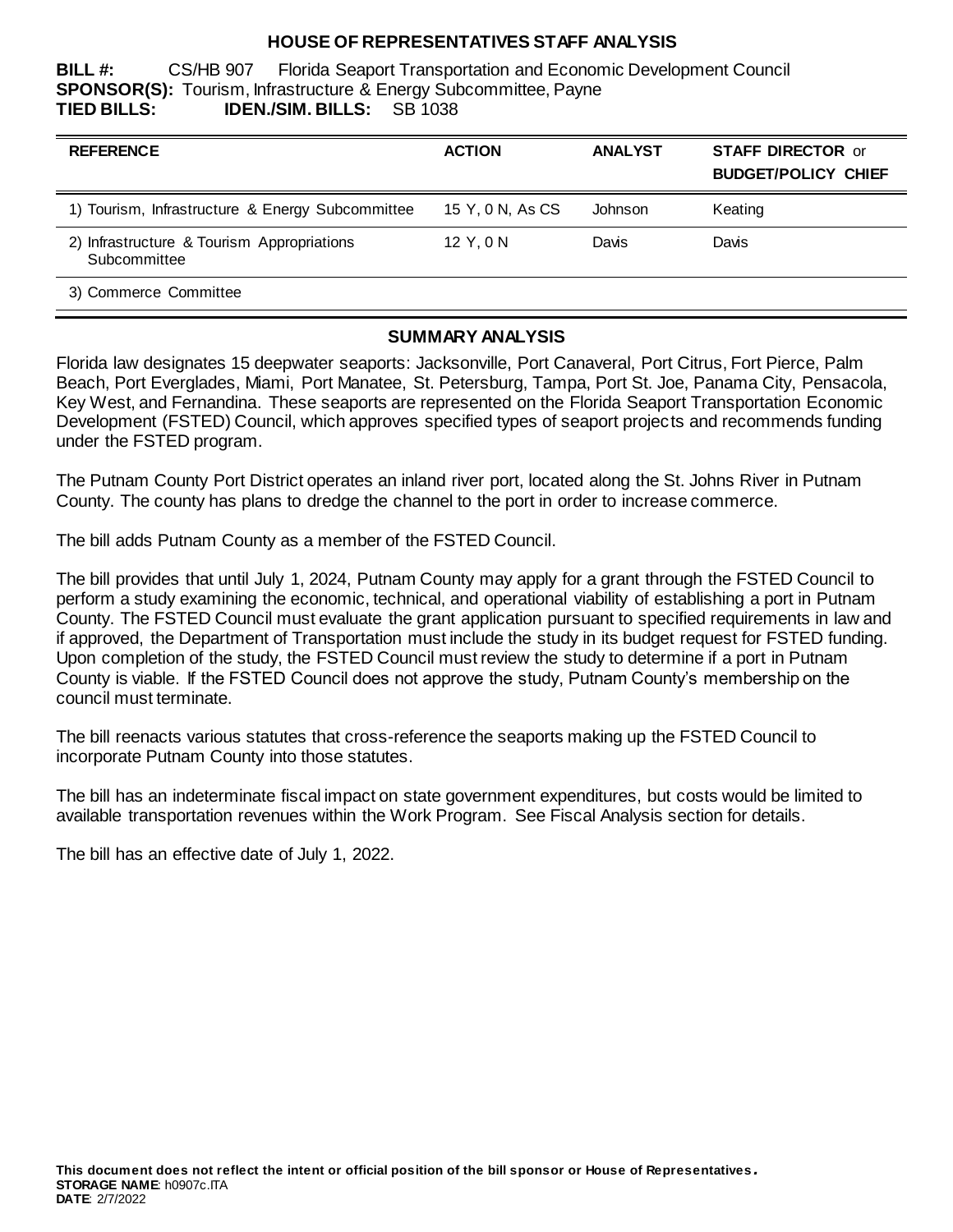# HOUSE OF REPRESENTATIVES STAFF ANALYSIS

**BILL #:** CS/HB 907 Florida Seaport Transportation and Economic Development Council
**SPONSOR(S):** Tourism, Infrastructure & Energy Subcommittee, Payne
**TIED BILLS:** **IDEN./SIM. BILLS:** SB 1038

| REFERENCE | ACTION | ANALYST | STAFF DIRECTOR or BUDGET/POLICY CHIEF |
|---|---|---|---|
| 1) Tourism, Infrastructure & Energy Subcommittee | 15 Y, 0 N, As CS | Johnson | Keating |
| 2) Infrastructure & Tourism Appropriations Subcommittee | 12 Y, 0 N | Davis | Davis |
| 3) Commerce Committee | | | |

## SUMMARY ANALYSIS

Florida law designates 15 deepwater seaports: Jacksonville, Port Canaveral, Port Citrus, Fort Pierce, Palm Beach, Port Everglades, Miami, Port Manatee, St. Petersburg, Tampa, Port St. Joe, Panama City, Pensacola, Key West, and Fernandina. These seaports are represented on the Florida Seaport Transportation Economic Development (FSTED) Council, which approves specified types of seaport projects and recommends funding under the FSTED program.

The Putnam County Port District operates an inland river port, located along the St. Johns River in Putnam County. The county has plans to dredge the channel to the port in order to increase commerce.

The bill adds Putnam County as a member of the FSTED Council.

The bill provides that until July 1, 2024, Putnam County may apply for a grant through the FSTED Council to perform a study examining the economic, technical, and operational viability of establishing a port in Putnam County. The FSTED Council must evaluate the grant application pursuant to specified requirements in law and if approved, the Department of Transportation must include the study in its budget request for FSTED funding. Upon completion of the study, the FSTED Council must review the study to determine if a port in Putnam County is viable. If the FSTED Council does not approve the study, Putnam County's membership on the council must terminate.

The bill reenacts various statutes that cross-reference the seaports making up the FSTED Council to incorporate Putnam County into those statutes.

The bill has an indeterminate fiscal impact on state government expenditures, but costs would be limited to available transportation revenues within the Work Program. See Fiscal Analysis section for details.

The bill has an effective date of July 1, 2022.

**This document does not reflect the intent or official position of the bill sponsor or House of Representatives.**
**STORAGE NAME**: h0907c.ITA
**DATE**: 2/7/2022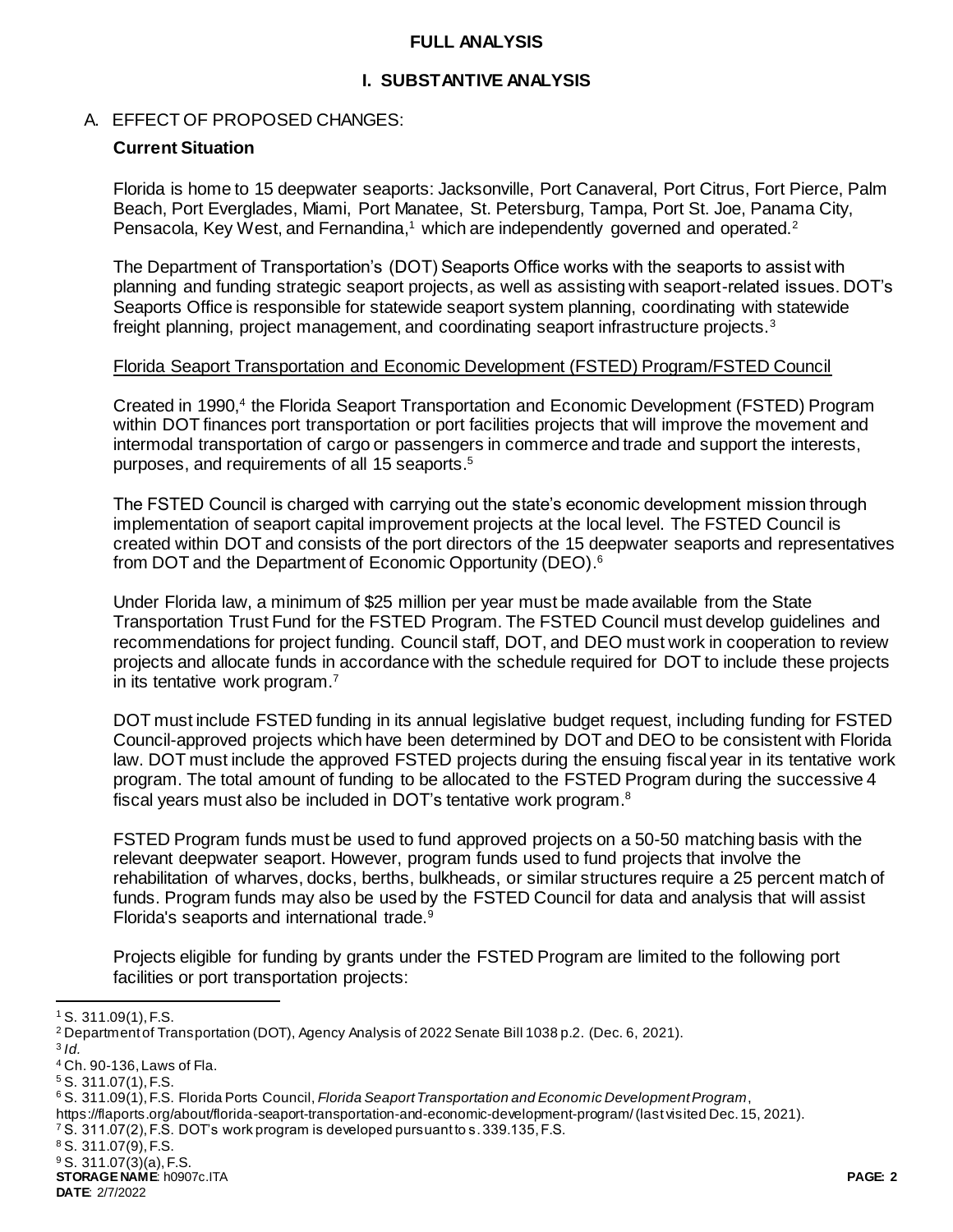# FULL ANALYSIS

## I. SUBSTANTIVE ANALYSIS

### A. EFFECT OF PROPOSED CHANGES:

**Current Situation**

Florida is home to 15 deepwater seaports: Jacksonville, Port Canaveral, Port Citrus, Fort Pierce, Palm Beach, Port Everglades, Miami, Port Manatee, St. Petersburg, Tampa, Port St. Joe, Panama City, Pensacola, Key West, and Fernandina,[1] which are independently governed and operated.[2]

The Department of Transportation's (DOT) Seaports Office works with the seaports to assist with planning and funding strategic seaport projects, as well as assisting with seaport-related issues. DOT's Seaports Office is responsible for statewide seaport system planning, coordinating with statewide freight planning, project management, and coordinating seaport infrastructure projects.[3]

Florida Seaport Transportation and Economic Development (FSTED) Program/FSTED Council

Created in 1990,[4] the Florida Seaport Transportation and Economic Development (FSTED) Program within DOT finances port transportation or port facilities projects that will improve the movement and intermodal transportation of cargo or passengers in commerce and trade and support the interests, purposes, and requirements of all 15 seaports.[5]

The FSTED Council is charged with carrying out the state's economic development mission through implementation of seaport capital improvement projects at the local level. The FSTED Council is created within DOT and consists of the port directors of the 15 deepwater seaports and representatives from DOT and the Department of Economic Opportunity (DEO).[6]

Under Florida law, a minimum of $25 million per year must be made available from the State Transportation Trust Fund for the FSTED Program. The FSTED Council must develop guidelines and recommendations for project funding. Council staff, DOT, and DEO must work in cooperation to review projects and allocate funds in accordance with the schedule required for DOT to include these projects in its tentative work program.[7]

DOT must include FSTED funding in its annual legislative budget request, including funding for FSTED Council-approved projects which have been determined by DOT and DEO to be consistent with Florida law. DOT must include the approved FSTED projects during the ensuing fiscal year in its tentative work program. The total amount of funding to be allocated to the FSTED Program during the successive 4 fiscal years must also be included in DOT's tentative work program.[8]

FSTED Program funds must be used to fund approved projects on a 50-50 matching basis with the relevant deepwater seaport. However, program funds used to fund projects that involve the rehabilitation of wharves, docks, berths, bulkheads, or similar structures require a 25 percent match of funds. Program funds may also be used by the FSTED Council for data and analysis that will assist Florida's seaports and international trade.[9]

Projects eligible for funding by grants under the FSTED Program are limited to the following port facilities or port transportation projects:

---

[1] S. 311.09(1), F.S.

[2] Department of Transportation (DOT), Agency Analysis of 2022 Senate Bill 1038 p.2. (Dec. 6, 2021).

[3] *Id.*

[4] Ch. 90-136, Laws of Fla.

[5] S. 311.07(1), F.S.

[6] S. 311.09(1), F.S. Florida Ports Council, *Florida Seaport Transportation and Economic Development Program*, https://flaports.org/about/florida-seaport-transportation-and-economic-development-program/ (last visited Dec. 15, 2021).

[7] S. 311.07(2), F.S. DOT's work program is developed pursuant to s. 339.135, F.S.

[8] S. 311.07(9), F.S.

[9] S. 311.07(3)(a), F.S.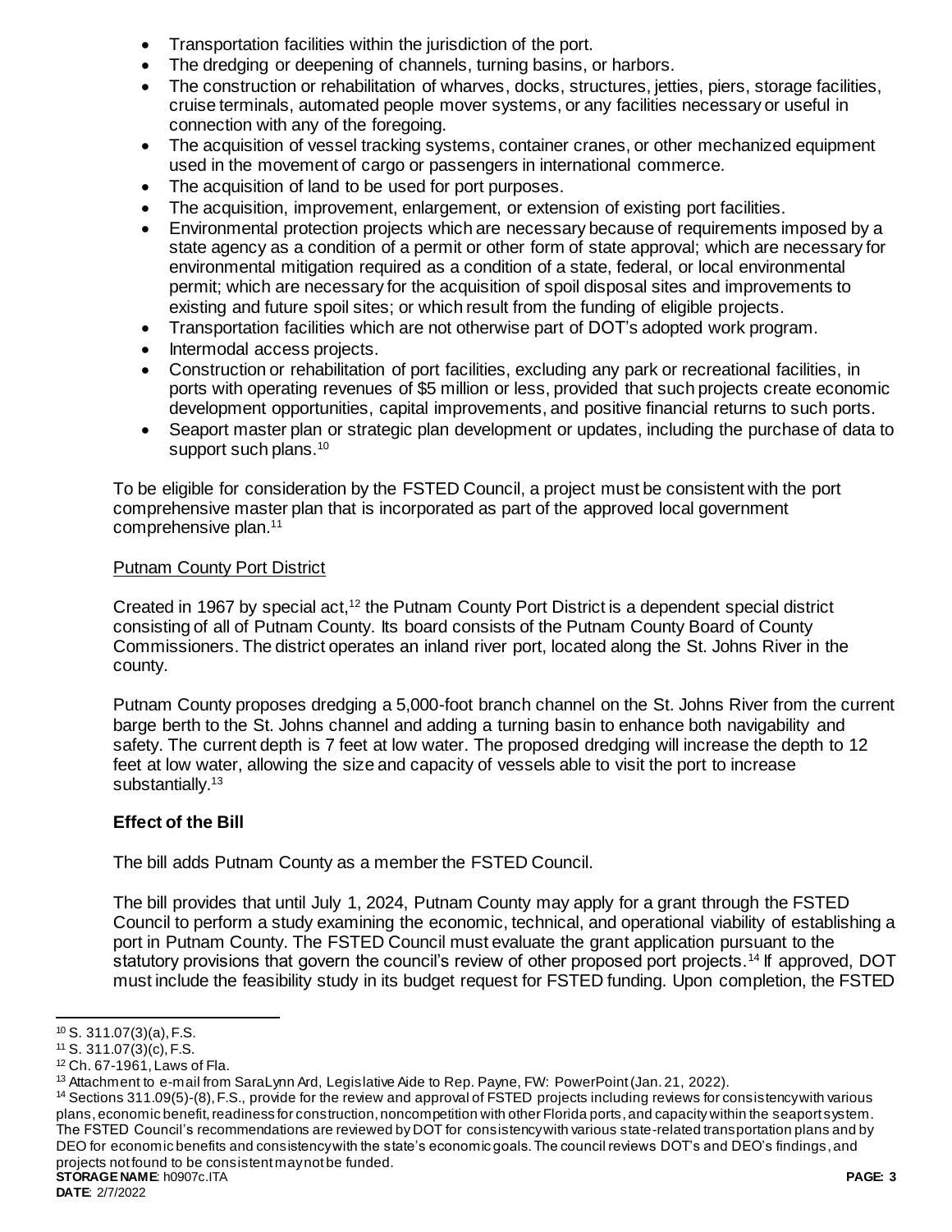- Transportation facilities within the jurisdiction of the port.
- The dredging or deepening of channels, turning basins, or harbors.
- The construction or rehabilitation of wharves, docks, structures, jetties, piers, storage facilities, cruise terminals, automated people mover systems, or any facilities necessary or useful in connection with any of the foregoing.
- The acquisition of vessel tracking systems, container cranes, or other mechanized equipment used in the movement of cargo or passengers in international commerce.
- The acquisition of land to be used for port purposes.
- The acquisition, improvement, enlargement, or extension of existing port facilities.
- Environmental protection projects which are necessary because of requirements imposed by a state agency as a condition of a permit or other form of state approval; which are necessary for environmental mitigation required as a condition of a state, federal, or local environmental permit; which are necessary for the acquisition of spoil disposal sites and improvements to existing and future spoil sites; or which result from the funding of eligible projects.
- Transportation facilities which are not otherwise part of DOT's adopted work program.
- Intermodal access projects.
- Construction or rehabilitation of port facilities, excluding any park or recreational facilities, in ports with operating revenues of $5 million or less, provided that such projects create economic development opportunities, capital improvements, and positive financial returns to such ports.
- Seaport master plan or strategic plan development or updates, including the purchase of data to support such plans.[10]

To be eligible for consideration by the FSTED Council, a project must be consistent with the port comprehensive master plan that is incorporated as part of the approved local government comprehensive plan.[11]

Putnam County Port District

Created in 1967 by special act,[12] the Putnam County Port District is a dependent special district consisting of all of Putnam County. Its board consists of the Putnam County Board of County Commissioners. The district operates an inland river port, located along the St. Johns River in the county.

Putnam County proposes dredging a 5,000-foot branch channel on the St. Johns River from the current barge berth to the St. Johns channel and adding a turning basin to enhance both navigability and safety. The current depth is 7 feet at low water. The proposed dredging will increase the depth to 12 feet at low water, allowing the size and capacity of vessels able to visit the port to increase substantially.[13]

**Effect of the Bill**

The bill adds Putnam County as a member the FSTED Council.

The bill provides that until July 1, 2024, Putnam County may apply for a grant through the FSTED Council to perform a study examining the economic, technical, and operational viability of establishing a port in Putnam County. The FSTED Council must evaluate the grant application pursuant to the statutory provisions that govern the council's review of other proposed port projects.[14] If approved, DOT must include the feasibility study in its budget request for FSTED funding. Upon completion, the FSTED

---

[10] S. 311.07(3)(a), F.S.

[11] S. 311.07(3)(c), F.S.

[12] Ch. 67-1961, Laws of Fla.

[13] Attachment to e-mail from SaraLynn Ard, Legislative Aide to Rep. Payne, FW: PowerPoint (Jan. 21, 2022).

[14] Sections 311.09(5)-(8), F.S., provide for the review and approval of FSTED projects including reviews for consistency with various plans, economic benefit, readiness for construction, noncompetition with other Florida ports, and capacity within the seaport system. The FSTED Council's recommendations are reviewed by DOT for consistency with various state-related transportation plans and by DEO for economic benefits and consistency with the state's economic goals. The council reviews DOT's and DEO's findings, and projects not found to be consistent may not be funded.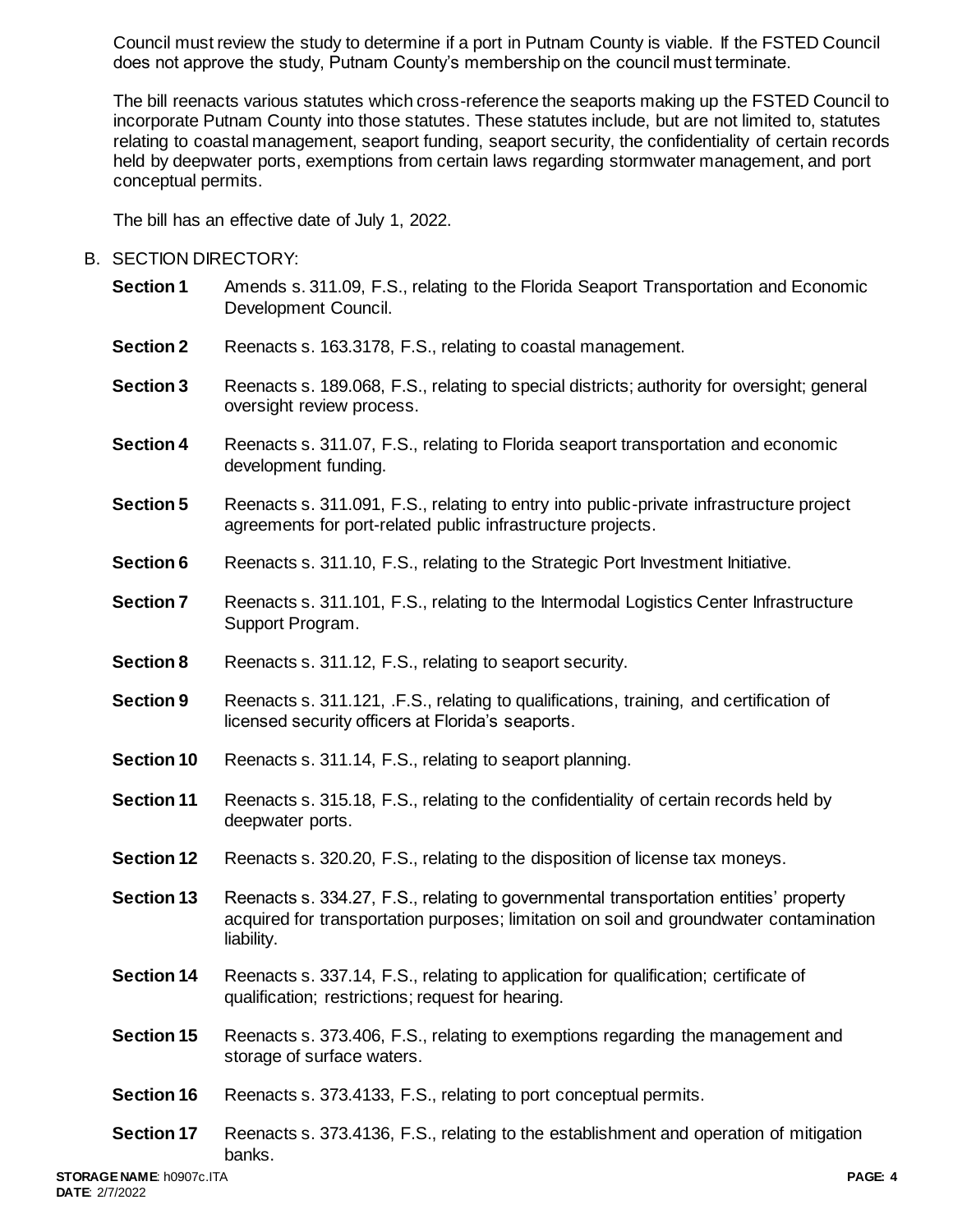Council must review the study to determine if a port in Putnam County is viable. If the FSTED Council does not approve the study, Putnam County's membership on the council must terminate.

The bill reenacts various statutes which cross-reference the seaports making up the FSTED Council to incorporate Putnam County into those statutes. These statutes include, but are not limited to, statutes relating to coastal management, seaport funding, seaport security, the confidentiality of certain records held by deepwater ports, exemptions from certain laws regarding stormwater management, and port conceptual permits.

The bill has an effective date of July 1, 2022.

B. SECTION DIRECTORY:

**Section 1** Amends s. 311.09, F.S., relating to the Florida Seaport Transportation and Economic Development Council.

**Section 2** Reenacts s. 163.3178, F.S., relating to coastal management.

**Section 3** Reenacts s. 189.068, F.S., relating to special districts; authority for oversight; general oversight review process.

**Section 4** Reenacts s. 311.07, F.S., relating to Florida seaport transportation and economic development funding.

**Section 5** Reenacts s. 311.091, F.S., relating to entry into public-private infrastructure project agreements for port-related public infrastructure projects.

**Section 6** Reenacts s. 311.10, F.S., relating to the Strategic Port Investment Initiative.

**Section 7** Reenacts s. 311.101, F.S., relating to the Intermodal Logistics Center Infrastructure Support Program.

**Section 8** Reenacts s. 311.12, F.S., relating to seaport security.

**Section 9** Reenacts s. 311.121, .F.S., relating to qualifications, training, and certification of licensed security officers at Florida's seaports.

**Section 10** Reenacts s. 311.14, F.S., relating to seaport planning.

**Section 11** Reenacts s. 315.18, F.S., relating to the confidentiality of certain records held by deepwater ports.

**Section 12** Reenacts s. 320.20, F.S., relating to the disposition of license tax moneys.

**Section 13** Reenacts s. 334.27, F.S., relating to governmental transportation entities' property acquired for transportation purposes; limitation on soil and groundwater contamination liability.

**Section 14** Reenacts s. 337.14, F.S., relating to application for qualification; certificate of qualification; restrictions; request for hearing.

**Section 15** Reenacts s. 373.406, F.S., relating to exemptions regarding the management and storage of surface waters.

**Section 16** Reenacts s. 373.4133, F.S., relating to port conceptual permits.

**Section 17** Reenacts s. 373.4136, F.S., relating to the establishment and operation of mitigation banks.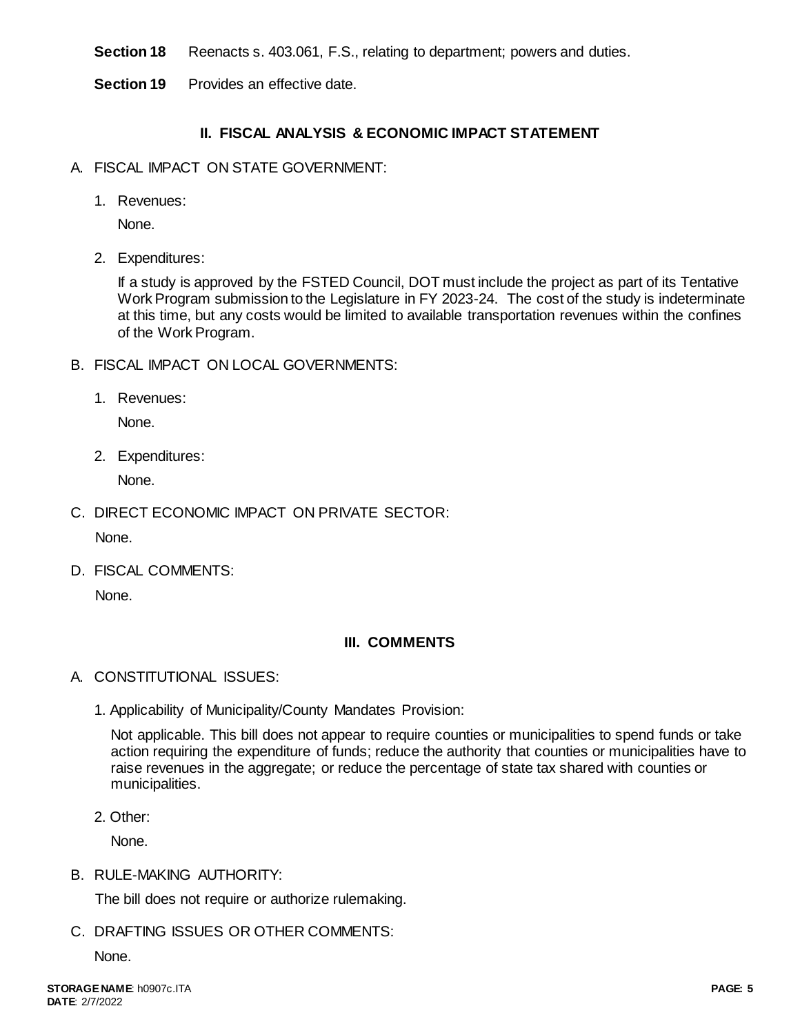**Section 18** Reenacts s. 403.061, F.S., relating to department; powers and duties.

**Section 19** Provides an effective date.

## II. FISCAL ANALYSIS & ECONOMIC IMPACT STATEMENT

A. FISCAL IMPACT ON STATE GOVERNMENT:

1. Revenues:

   None.

2. Expenditures:

   If a study is approved by the FSTED Council, DOT must include the project as part of its Tentative Work Program submission to the Legislature in FY 2023-24. The cost of the study is indeterminate at this time, but any costs would be limited to available transportation revenues within the confines of the Work Program.

B. FISCAL IMPACT ON LOCAL GOVERNMENTS:

1. Revenues:

   None.

2. Expenditures:

   None.

C. DIRECT ECONOMIC IMPACT ON PRIVATE SECTOR:

   None.

D. FISCAL COMMENTS:

   None.

## III. COMMENTS

A. CONSTITUTIONAL ISSUES:

1. Applicability of Municipality/County Mandates Provision:

   Not applicable. This bill does not appear to require counties or municipalities to spend funds or take action requiring the expenditure of funds; reduce the authority that counties or municipalities have to raise revenues in the aggregate; or reduce the percentage of state tax shared with counties or municipalities.

2. Other:

   None.

B. RULE-MAKING AUTHORITY:

   The bill does not require or authorize rulemaking.

C. DRAFTING ISSUES OR OTHER COMMENTS:

   None.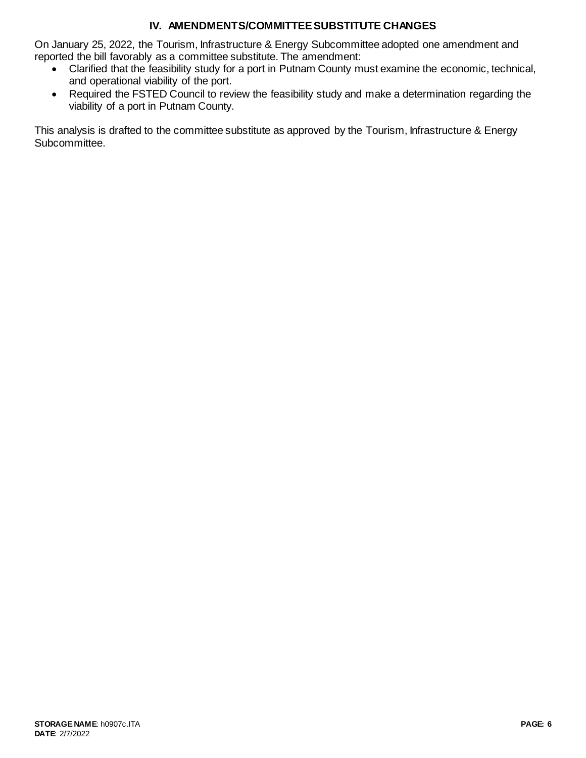## IV. AMENDMENTS/COMMITTEE SUBSTITUTE CHANGES

On January 25, 2022, the Tourism, Infrastructure & Energy Subcommittee adopted one amendment and reported the bill favorably as a committee substitute. The amendment:

- Clarified that the feasibility study for a port in Putnam County must examine the economic, technical, and operational viability of the port.
- Required the FSTED Council to review the feasibility study and make a determination regarding the viability of a port in Putnam County.

This analysis is drafted to the committee substitute as approved by the Tourism, Infrastructure & Energy Subcommittee.